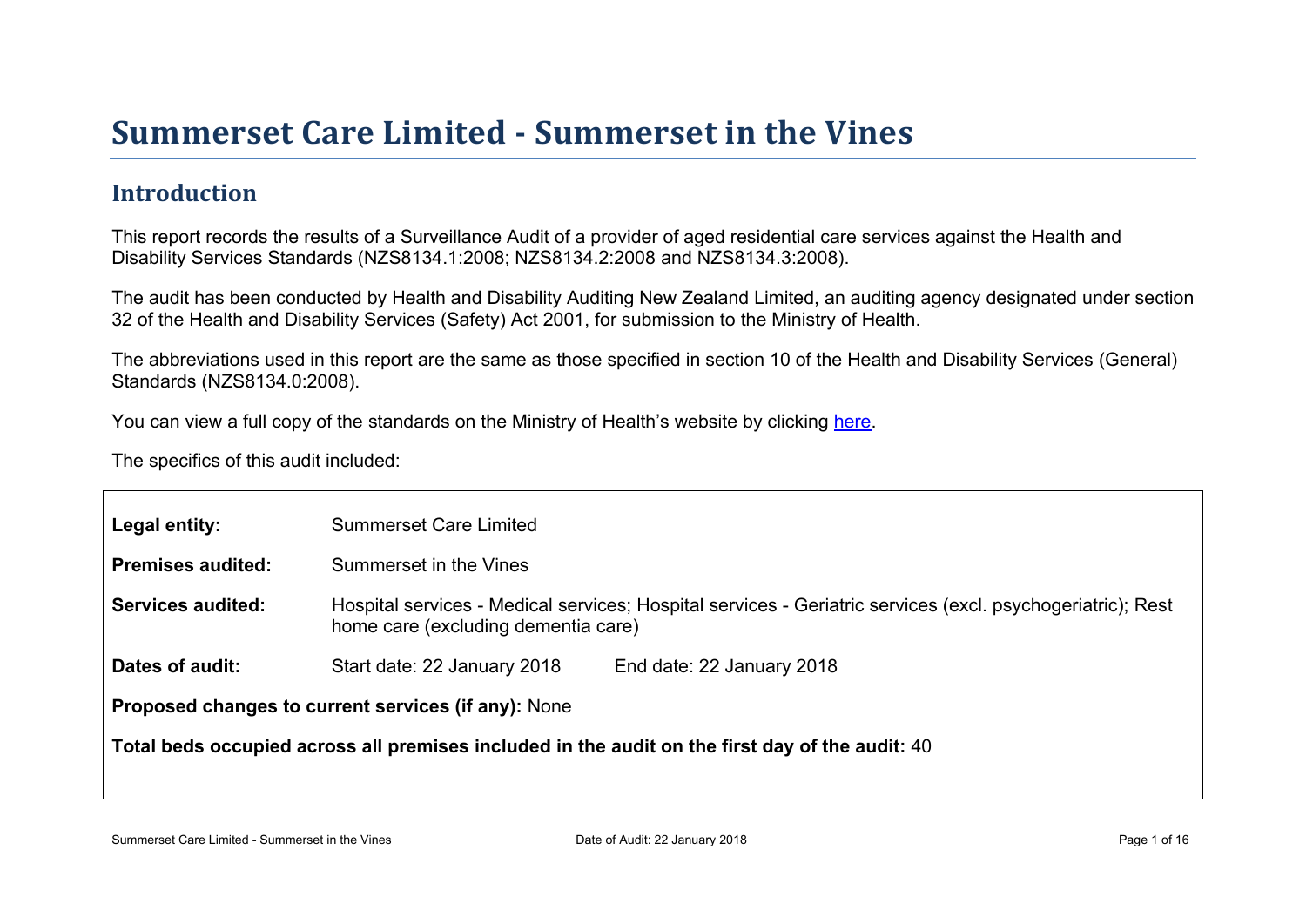# Summerset Care Limited - Summerset in the Vines

## Introduction

This report records the results of a Surveillance Audit of a provider of aged residential care services against the Health and Disability Services Standards (NZS8134.1:2008; NZS8134.2:2008 and NZS8134.3:2008).

The audit has been conducted by Health and Disability Auditing New Zealand Limited, an auditing agency designated under section 32 of the Health and Disability Services (Safety) Act 2001, for submission to the Ministry of Health.

The abbreviations used in this report are the same as those specified in section 10 of the Health and Disability Services (General) Standards (NZS8134.0:2008).

You can view a full copy of the standards on the Ministry of Health's website by clicking here.

The specifics of this audit included:

| | | |
|---|---|---|
| **Legal entity:** | Summerset Care Limited | |
| **Premises audited:** | Summerset in the Vines | |
| **Services audited:** | Hospital services - Medical services; Hospital services - Geriatric services (excl. psychogeriatric); Rest home care (excluding dementia care) | |
| **Dates of audit:** | Start date: 22 January 2018 | End date: 22 January 2018 |

**Proposed changes to current services (if any):** None

**Total beds occupied across all premises included in the audit on the first day of the audit:** 40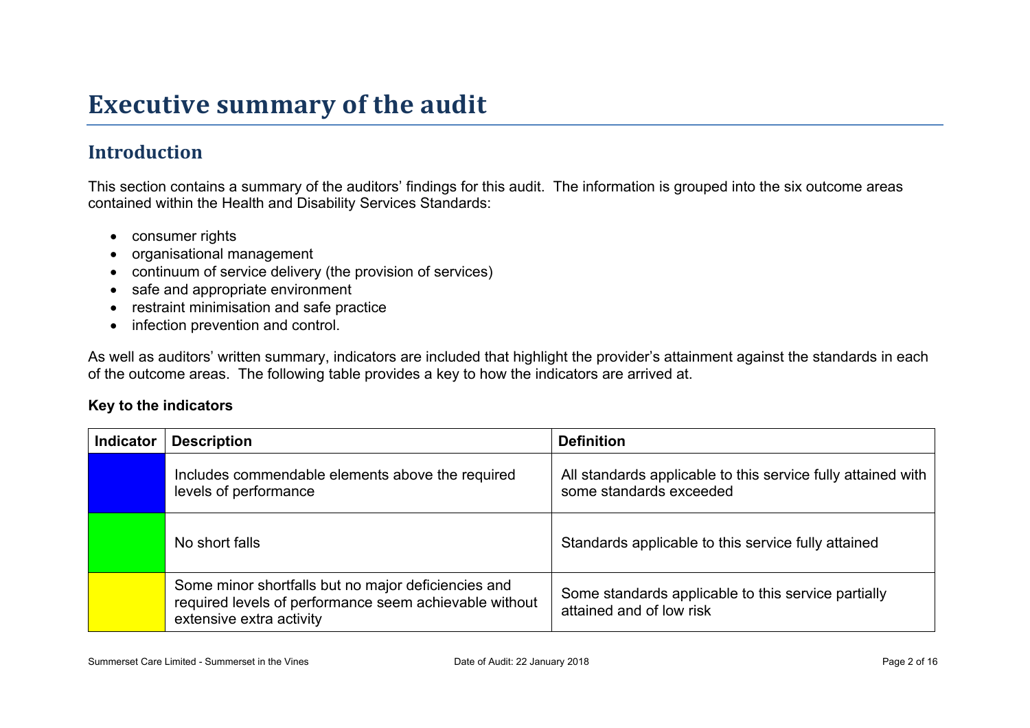# Executive summary of the audit

## Introduction

This section contains a summary of the auditors' findings for this audit. The information is grouped into the six outcome areas contained within the Health and Disability Services Standards:

- consumer rights
- organisational management
- continuum of service delivery (the provision of services)
- safe and appropriate environment
- restraint minimisation and safe practice
- infection prevention and control.

As well as auditors' written summary, indicators are included that highlight the provider's attainment against the standards in each of the outcome areas. The following table provides a key to how the indicators are arrived at.

**Key to the indicators**

| Indicator | Description | Definition |
| --- | --- | --- |
| | Includes commendable elements above the required levels of performance | All standards applicable to this service fully attained with some standards exceeded |
| | No short falls | Standards applicable to this service fully attained |
| | Some minor shortfalls but no major deficiencies and required levels of performance seem achievable without extensive extra activity | Some standards applicable to this service partially attained and of low risk |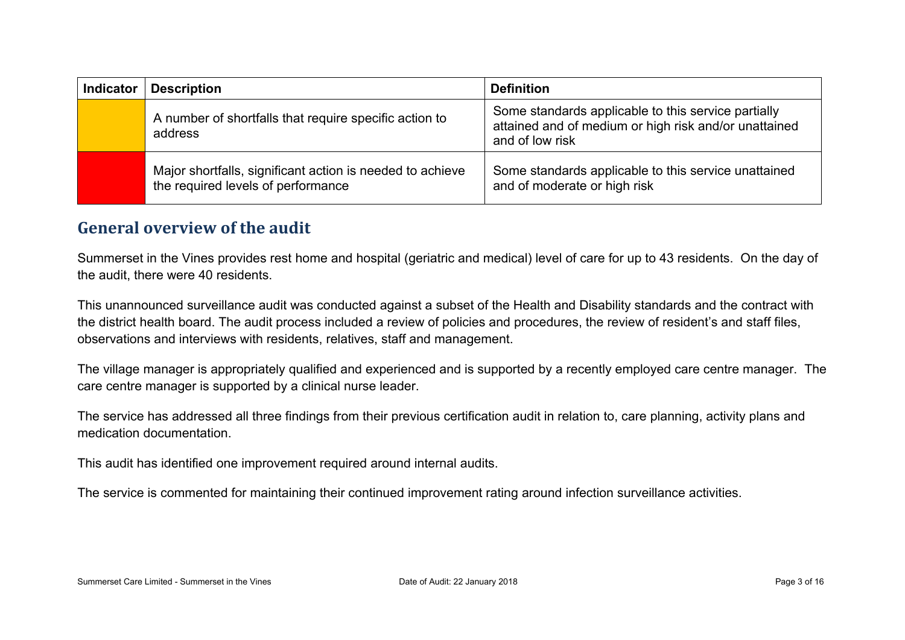| Indicator | Description | Definition |
|---|---|---|
| | A number of shortfalls that require specific action to address | Some standards applicable to this service partially attained and of medium or high risk and/or unattained and of low risk |
| | Major shortfalls, significant action is needed to achieve the required levels of performance | Some standards applicable to this service unattained and of moderate or high risk |

## General overview of the audit

Summerset in the Vines provides rest home and hospital (geriatric and medical) level of care for up to 43 residents. On the day of the audit, there were 40 residents.

This unannounced surveillance audit was conducted against a subset of the Health and Disability standards and the contract with the district health board. The audit process included a review of policies and procedures, the review of resident's and staff files, observations and interviews with residents, relatives, staff and management.

The village manager is appropriately qualified and experienced and is supported by a recently employed care centre manager. The care centre manager is supported by a clinical nurse leader.

The service has addressed all three findings from their previous certification audit in relation to, care planning, activity plans and medication documentation.

This audit has identified one improvement required around internal audits.

The service is commented for maintaining their continued improvement rating around infection surveillance activities.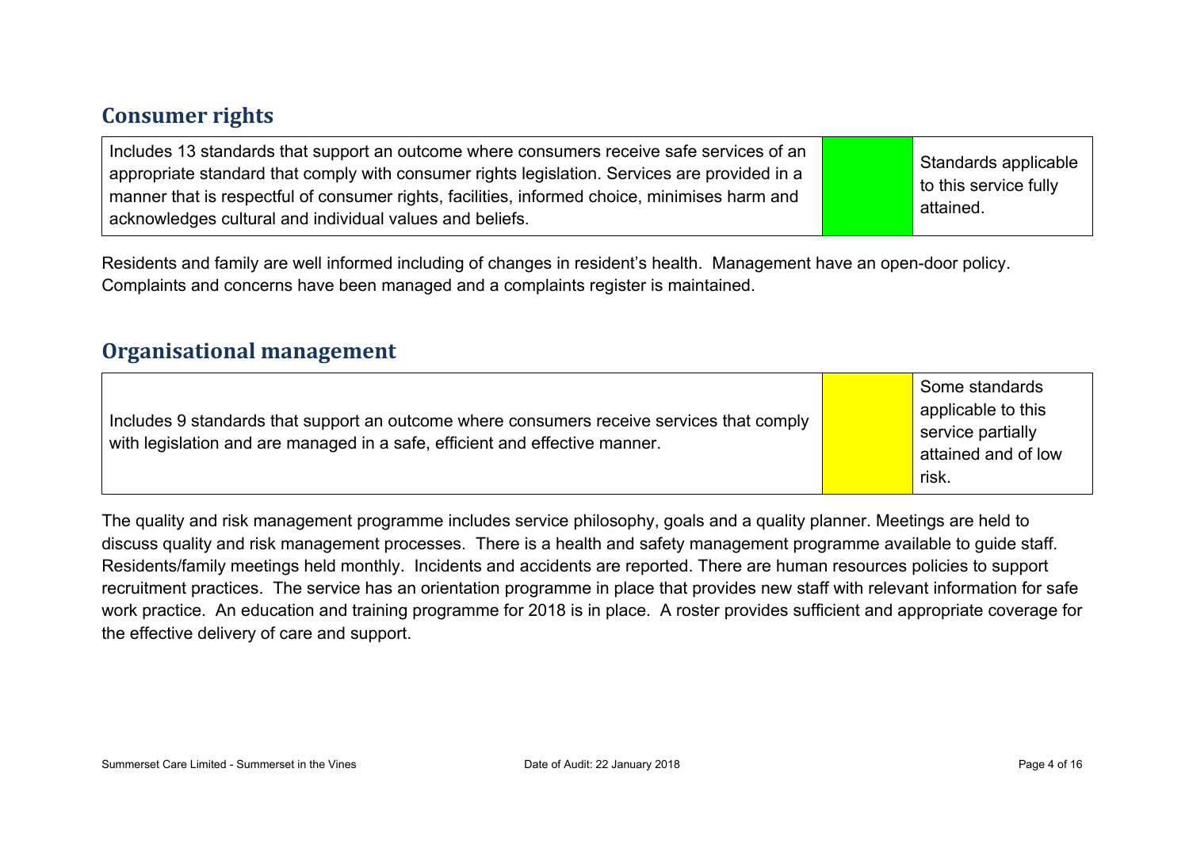## Consumer rights

| Includes 13 standards that support an outcome where consumers receive safe services of an appropriate standard that comply with consumer rights legislation. Services are provided in a manner that is respectful of consumer rights, facilities, informed choice, minimises harm and acknowledges cultural and individual values and beliefs. | | Standards applicable to this service fully attained. |
|---|---|---|

Residents and family are well informed including of changes in resident's health. Management have an open-door policy. Complaints and concerns have been managed and a complaints register is maintained.

## Organisational management

| Includes 9 standards that support an outcome where consumers receive services that comply with legislation and are managed in a safe, efficient and effective manner. | | Some standards applicable to this service partially attained and of low risk. |
|---|---|---|

The quality and risk management programme includes service philosophy, goals and a quality planner. Meetings are held to discuss quality and risk management processes. There is a health and safety management programme available to guide staff. Residents/family meetings held monthly. Incidents and accidents are reported. There are human resources policies to support recruitment practices. The service has an orientation programme in place that provides new staff with relevant information for safe work practice. An education and training programme for 2018 is in place. A roster provides sufficient and appropriate coverage for the effective delivery of care and support.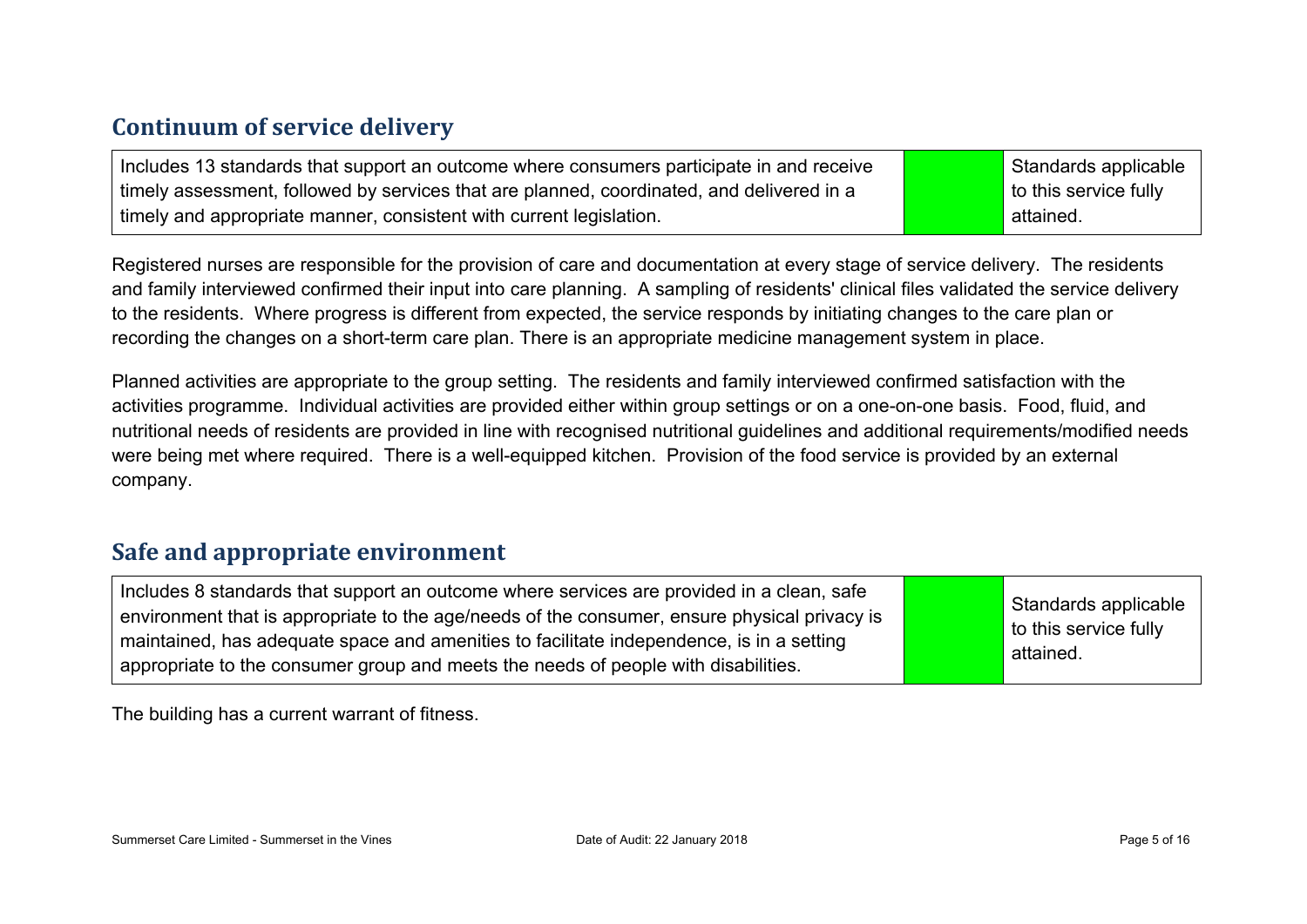## Continuum of service delivery

| Includes 13 standards that support an outcome where consumers participate in and receive timely assessment, followed by services that are planned, coordinated, and delivered in a timely and appropriate manner, consistent with current legislation. | | Standards applicable to this service fully attained. |
|---|---|---|

Registered nurses are responsible for the provision of care and documentation at every stage of service delivery. The residents and family interviewed confirmed their input into care planning. A sampling of residents' clinical files validated the service delivery to the residents. Where progress is different from expected, the service responds by initiating changes to the care plan or recording the changes on a short-term care plan. There is an appropriate medicine management system in place.

Planned activities are appropriate to the group setting. The residents and family interviewed confirmed satisfaction with the activities programme. Individual activities are provided either within group settings or on a one-on-one basis. Food, fluid, and nutritional needs of residents are provided in line with recognised nutritional guidelines and additional requirements/modified needs were being met where required. There is a well-equipped kitchen. Provision of the food service is provided by an external company.

## Safe and appropriate environment

| Includes 8 standards that support an outcome where services are provided in a clean, safe environment that is appropriate to the age/needs of the consumer, ensure physical privacy is maintained, has adequate space and amenities to facilitate independence, is in a setting appropriate to the consumer group and meets the needs of people with disabilities. | | Standards applicable to this service fully attained. |
|---|---|---|

The building has a current warrant of fitness.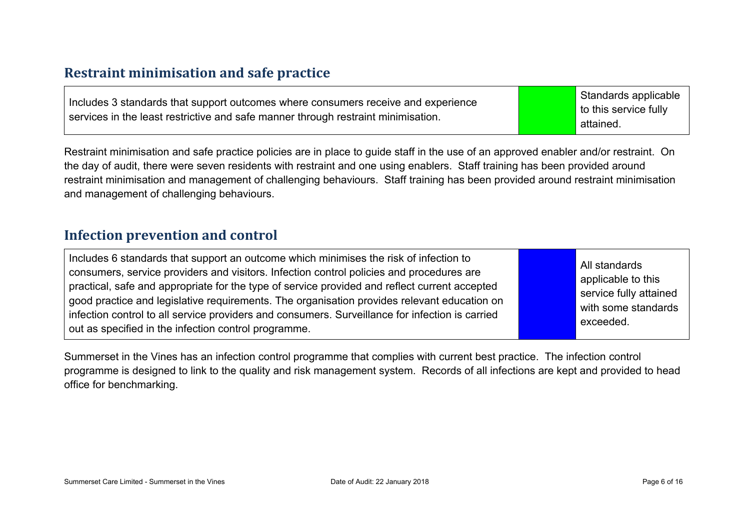## Restraint minimisation and safe practice

| Includes 3 standards that support outcomes where consumers receive and experience services in the least restrictive and safe manner through restraint minimisation. | | Standards applicable to this service fully attained. |
|---|---|---|

Restraint minimisation and safe practice policies are in place to guide staff in the use of an approved enabler and/or restraint. On the day of audit, there were seven residents with restraint and one using enablers. Staff training has been provided around restraint minimisation and management of challenging behaviours. Staff training has been provided around restraint minimisation and management of challenging behaviours.

## Infection prevention and control

| Includes 6 standards that support an outcome which minimises the risk of infection to consumers, service providers and visitors. Infection control policies and procedures are practical, safe and appropriate for the type of service provided and reflect current accepted good practice and legislative requirements. The organisation provides relevant education on infection control to all service providers and consumers. Surveillance for infection is carried out as specified in the infection control programme. | | All standards applicable to this service fully attained with some standards exceeded. |
|---|---|---|

Summerset in the Vines has an infection control programme that complies with current best practice. The infection control programme is designed to link to the quality and risk management system. Records of all infections are kept and provided to head office for benchmarking.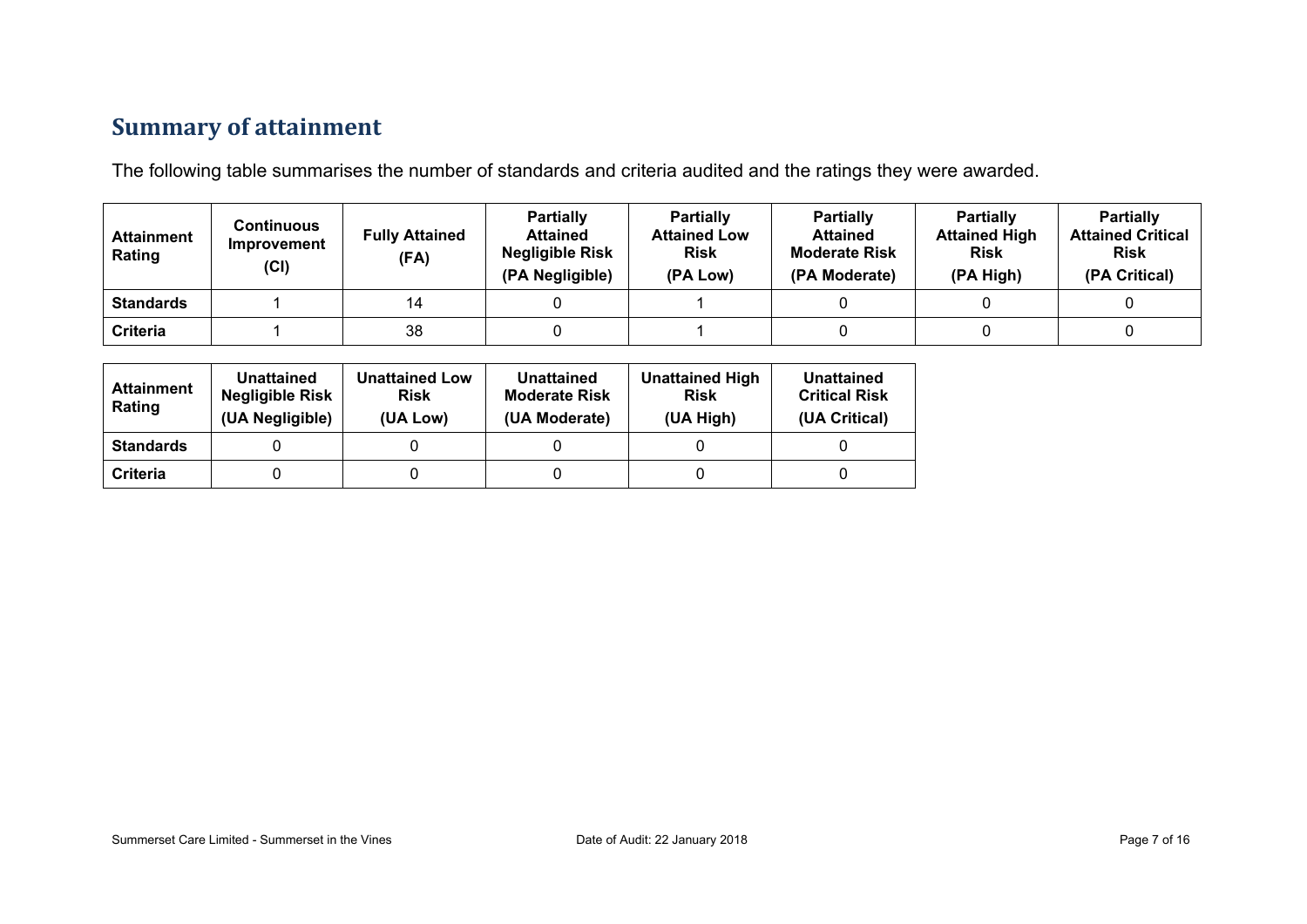## Summary of attainment

The following table summarises the number of standards and criteria audited and the ratings they were awarded.

| Attainment Rating | Continuous Improvement (CI) | Fully Attained (FA) | Partially Attained Negligible Risk (PA Negligible) | Partially Attained Low Risk (PA Low) | Partially Attained Moderate Risk (PA Moderate) | Partially Attained High Risk (PA High) | Partially Attained Critical Risk (PA Critical) |
|---|---|---|---|---|---|---|---|
| **Standards** | 1 | 14 | 0 | 1 | 0 | 0 | 0 |
| **Criteria** | 1 | 38 | 0 | 1 | 0 | 0 | 0 |

| Attainment Rating | Unattained Negligible Risk (UA Negligible) | Unattained Low Risk (UA Low) | Unattained Moderate Risk (UA Moderate) | Unattained High Risk (UA High) | Unattained Critical Risk (UA Critical) |
|---|---|---|---|---|---|
| **Standards** | 0 | 0 | 0 | 0 | 0 |
| **Criteria** | 0 | 0 | 0 | 0 | 0 |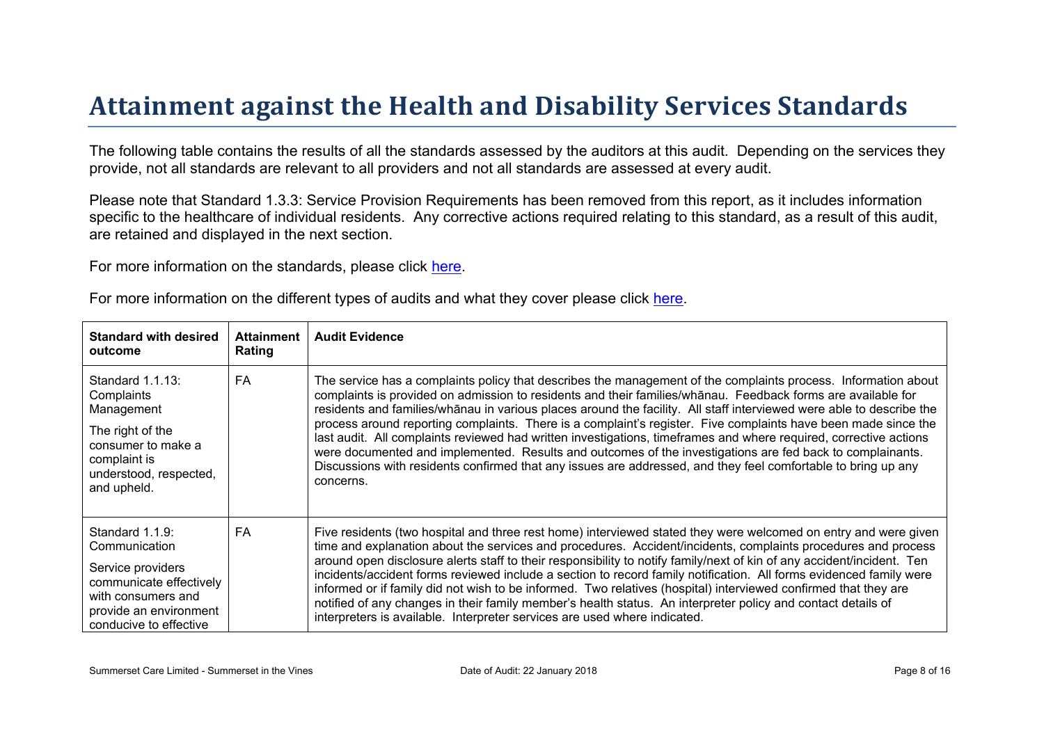# Attainment against the Health and Disability Services Standards

The following table contains the results of all the standards assessed by the auditors at this audit. Depending on the services they provide, not all standards are relevant to all providers and not all standards are assessed at every audit.

Please note that Standard 1.3.3: Service Provision Requirements has been removed from this report, as it includes information specific to the healthcare of individual residents. Any corrective actions required relating to this standard, as a result of this audit, are retained and displayed in the next section.

For more information on the standards, please click here.

For more information on the different types of audits and what they cover please click here.

| Standard with desired outcome | Attainment Rating | Audit Evidence |
|---|---|---|
| Standard 1.1.13: Complaints Management<br><br>The right of the consumer to make a complaint is understood, respected, and upheld. | FA | The service has a complaints policy that describes the management of the complaints process. Information about complaints is provided on admission to residents and their families/whānau. Feedback forms are available for residents and families/whānau in various places around the facility. All staff interviewed were able to describe the process around reporting complaints. There is a complaint's register. Five complaints have been made since the last audit. All complaints reviewed had written investigations, timeframes and where required, corrective actions were documented and implemented. Results and outcomes of the investigations are fed back to complainants. Discussions with residents confirmed that any issues are addressed, and they feel comfortable to bring up any concerns. |
| Standard 1.1.9: Communication<br><br>Service providers communicate effectively with consumers and provide an environment conducive to effective | FA | Five residents (two hospital and three rest home) interviewed stated they were welcomed on entry and were given time and explanation about the services and procedures. Accident/incidents, complaints procedures and process around open disclosure alerts staff to their responsibility to notify family/next of kin of any accident/incident. Ten incidents/accident forms reviewed include a section to record family notification. All forms evidenced family were informed or if family did not wish to be informed. Two relatives (hospital) interviewed confirmed that they are notified of any changes in their family member's health status. An interpreter policy and contact details of interpreters is available. Interpreter services are used where indicated. |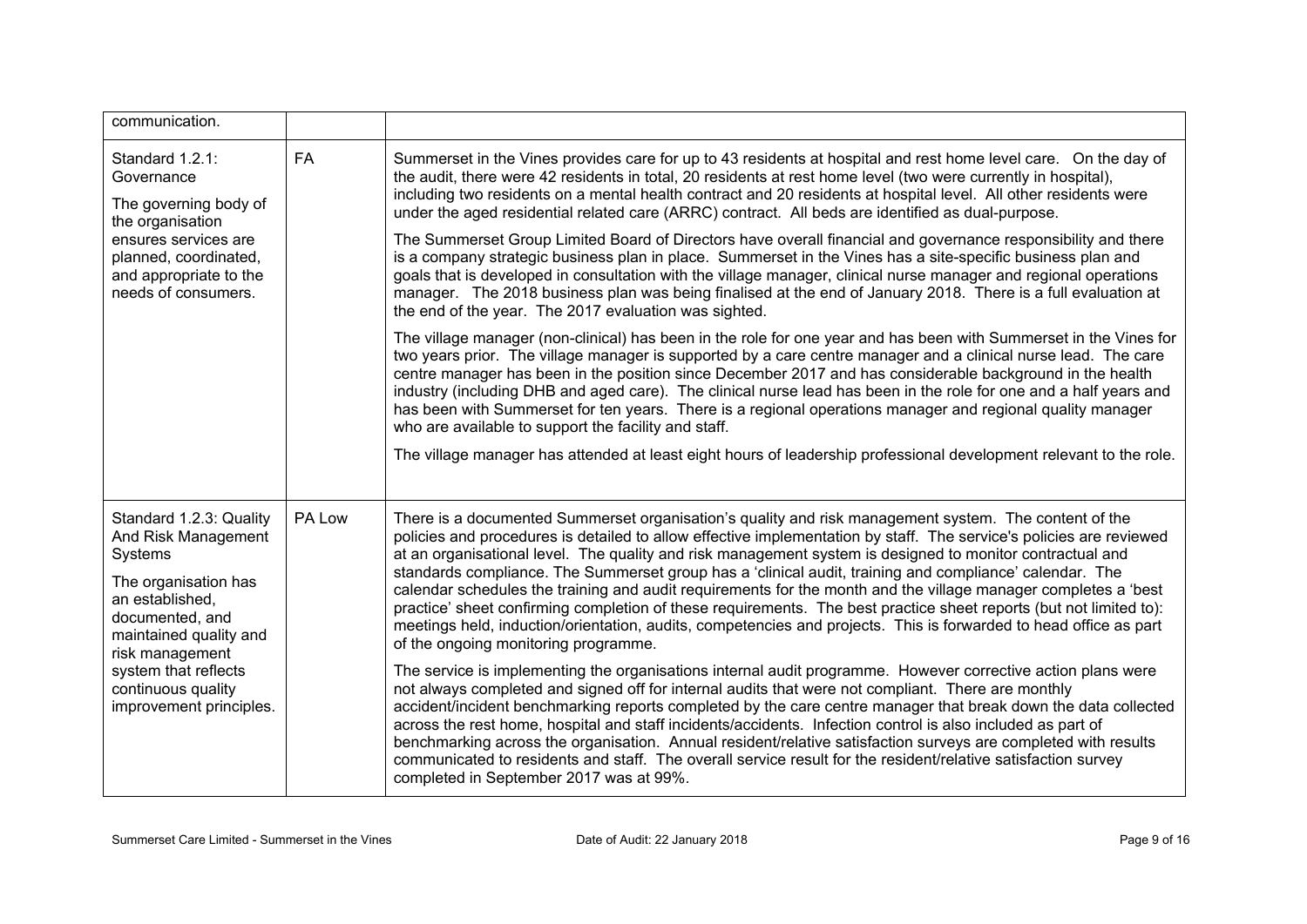| | | |
|---|---|---|
| communication. | | |
| Standard 1.2.1: Governance<br><br>The governing body of the organisation ensures services are planned, coordinated, and appropriate to the needs of consumers. | FA | Summerset in the Vines provides care for up to 43 residents at hospital and rest home level care. On the day of the audit, there were 42 residents in total, 20 residents at rest home level (two were currently in hospital), including two residents on a mental health contract and 20 residents at hospital level. All other residents were under the aged residential related care (ARRC) contract. All beds are identified as dual-purpose.<br><br>The Summerset Group Limited Board of Directors have overall financial and governance responsibility and there is a company strategic business plan in place. Summerset in the Vines has a site-specific business plan and goals that is developed in consultation with the village manager, clinical nurse manager and regional operations manager. The 2018 business plan was being finalised at the end of January 2018. There is a full evaluation at the end of the year. The 2017 evaluation was sighted.<br><br>The village manager (non-clinical) has been in the role for one year and has been with Summerset in the Vines for two years prior. The village manager is supported by a care centre manager and a clinical nurse lead. The care centre manager has been in the position since December 2017 and has considerable background in the health industry (including DHB and aged care). The clinical nurse lead has been in the role for one and a half years and has been with Summerset for ten years. There is a regional operations manager and regional quality manager who are available to support the facility and staff.<br><br>The village manager has attended at least eight hours of leadership professional development relevant to the role. |
| Standard 1.2.3: Quality And Risk Management Systems<br><br>The organisation has an established, documented, and maintained quality and risk management system that reflects continuous quality improvement principles. | PA Low | There is a documented Summerset organisation's quality and risk management system. The content of the policies and procedures is detailed to allow effective implementation by staff. The service's policies are reviewed at an organisational level. The quality and risk management system is designed to monitor contractual and standards compliance. The Summerset group has a 'clinical audit, training and compliance' calendar. The calendar schedules the training and audit requirements for the month and the village manager completes a 'best practice' sheet confirming completion of these requirements. The best practice sheet reports (but not limited to): meetings held, induction/orientation, audits, competencies and projects. This is forwarded to head office as part of the ongoing monitoring programme.<br><br>The service is implementing the organisations internal audit programme. However corrective action plans were not always completed and signed off for internal audits that were not compliant. There are monthly accident/incident benchmarking reports completed by the care centre manager that break down the data collected across the rest home, hospital and staff incidents/accidents. Infection control is also included as part of benchmarking across the organisation. Annual resident/relative satisfaction surveys are completed with results communicated to residents and staff. The overall service result for the resident/relative satisfaction survey completed in September 2017 was at 99%. |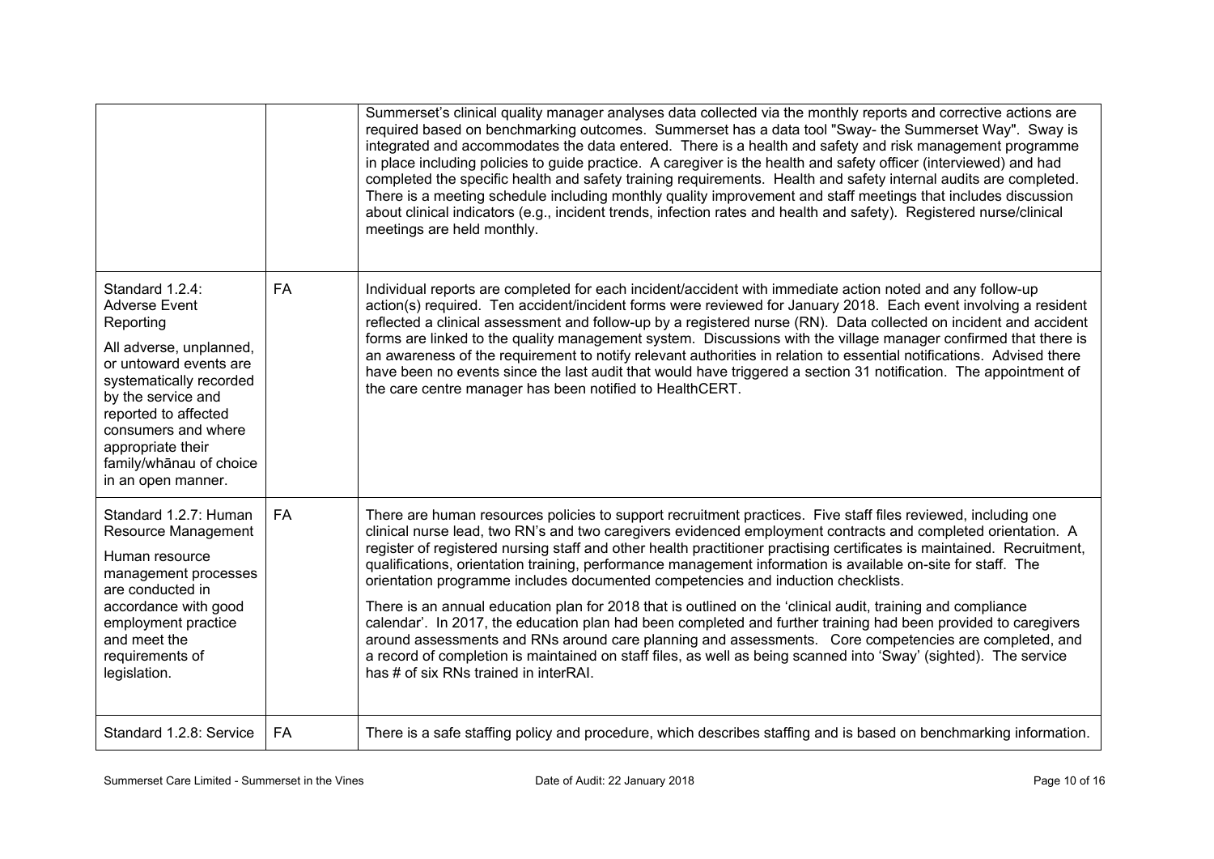| | | |
|---|---|---|
| | | Summerset's clinical quality manager analyses data collected via the monthly reports and corrective actions are required based on benchmarking outcomes. Summerset has a data tool "Sway- the Summerset Way". Sway is integrated and accommodates the data entered. There is a health and safety and risk management programme in place including policies to guide practice. A caregiver is the health and safety officer (interviewed) and had completed the specific health and safety training requirements. Health and safety internal audits are completed. There is a meeting schedule including monthly quality improvement and staff meetings that includes discussion about clinical indicators (e.g., incident trends, infection rates and health and safety). Registered nurse/clinical meetings are held monthly. |
| Standard 1.2.4: Adverse Event Reporting<br><br>All adverse, unplanned, or untoward events are systematically recorded by the service and reported to affected consumers and where appropriate their family/whānau of choice in an open manner. | FA | Individual reports are completed for each incident/accident with immediate action noted and any follow-up action(s) required. Ten accident/incident forms were reviewed for January 2018. Each event involving a resident reflected a clinical assessment and follow-up by a registered nurse (RN). Data collected on incident and accident forms are linked to the quality management system. Discussions with the village manager confirmed that there is an awareness of the requirement to notify relevant authorities in relation to essential notifications. Advised there have been no events since the last audit that would have triggered a section 31 notification. The appointment of the care centre manager has been notified to HealthCERT. |
| Standard 1.2.7: Human Resource Management<br><br>Human resource management processes are conducted in accordance with good employment practice and meet the requirements of legislation. | FA | There are human resources policies to support recruitment practices. Five staff files reviewed, including one clinical nurse lead, two RN's and two caregivers evidenced employment contracts and completed orientation. A register of registered nursing staff and other health practitioner practising certificates is maintained. Recruitment, qualifications, orientation training, performance management information is available on-site for staff. The orientation programme includes documented competencies and induction checklists.<br><br>There is an annual education plan for 2018 that is outlined on the 'clinical audit, training and compliance calendar'. In 2017, the education plan had been completed and further training had been provided to caregivers around assessments and RNs around care planning and assessments. Core competencies are completed, and a record of completion is maintained on staff files, as well as being scanned into 'Sway' (sighted). The service has # of six RNs trained in interRAI. |
| Standard 1.2.8: Service | FA | There is a safe staffing policy and procedure, which describes staffing and is based on benchmarking information. |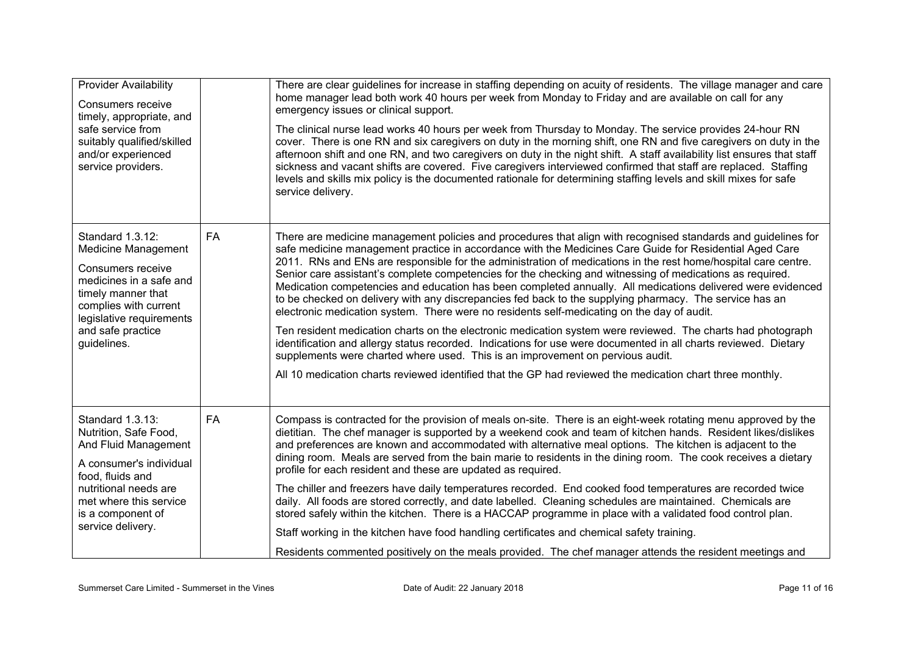| | | |
|---|---|---|
| Provider Availability<br><br>Consumers receive timely, appropriate, and safe service from suitably qualified/skilled and/or experienced service providers. | | There are clear guidelines for increase in staffing depending on acuity of residents. The village manager and care home manager lead both work 40 hours per week from Monday to Friday and are available on call for any emergency issues or clinical support.<br><br>The clinical nurse lead works 40 hours per week from Thursday to Monday. The service provides 24-hour RN cover. There is one RN and six caregivers on duty in the morning shift, one RN and five caregivers on duty in the afternoon shift and one RN, and two caregivers on duty in the night shift. A staff availability list ensures that staff sickness and vacant shifts are covered. Five caregivers interviewed confirmed that staff are replaced. Staffing levels and skills mix policy is the documented rationale for determining staffing levels and skill mixes for safe service delivery. |
| Standard 1.3.12: Medicine Management<br><br>Consumers receive medicines in a safe and timely manner that complies with current legislative requirements and safe practice guidelines. | FA | There are medicine management policies and procedures that align with recognised standards and guidelines for safe medicine management practice in accordance with the Medicines Care Guide for Residential Aged Care 2011. RNs and ENs are responsible for the administration of medications in the rest home/hospital care centre. Senior care assistant's complete competencies for the checking and witnessing of medications as required. Medication competencies and education has been completed annually. All medications delivered were evidenced to be checked on delivery with any discrepancies fed back to the supplying pharmacy. The service has an electronic medication system. There were no residents self-medicating on the day of audit.<br><br>Ten resident medication charts on the electronic medication system were reviewed. The charts had photograph identification and allergy status recorded. Indications for use were documented in all charts reviewed. Dietary supplements were charted where used. This is an improvement on pervious audit.<br><br>All 10 medication charts reviewed identified that the GP had reviewed the medication chart three monthly. |
| Standard 1.3.13: Nutrition, Safe Food, And Fluid Management<br><br>A consumer's individual food, fluids and nutritional needs are met where this service is a component of service delivery. | FA | Compass is contracted for the provision of meals on-site. There is an eight-week rotating menu approved by the dietitian. The chef manager is supported by a weekend cook and team of kitchen hands. Resident likes/dislikes and preferences are known and accommodated with alternative meal options. The kitchen is adjacent to the dining room. Meals are served from the bain marie to residents in the dining room. The cook receives a dietary profile for each resident and these are updated as required.<br><br>The chiller and freezers have daily temperatures recorded. End cooked food temperatures are recorded twice daily. All foods are stored correctly, and date labelled. Cleaning schedules are maintained. Chemicals are stored safely within the kitchen. There is a HACCAP programme in place with a validated food control plan.<br><br>Staff working in the kitchen have food handling certificates and chemical safety training.<br><br>Residents commented positively on the meals provided. The chef manager attends the resident meetings and |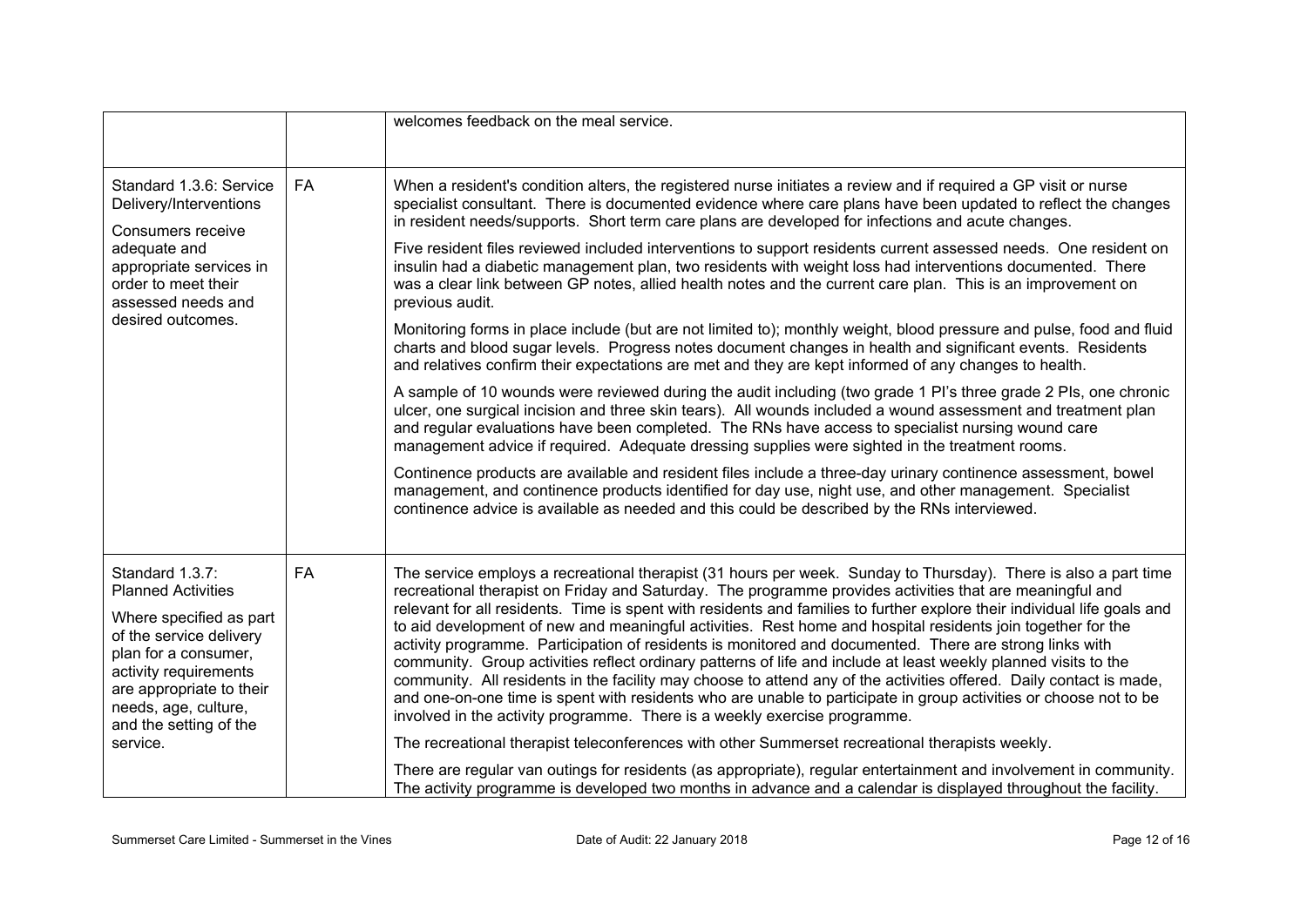| | | |
|---|---|---|
| | | welcomes feedback on the meal service. |
| Standard 1.3.6: Service Delivery/Interventions<br><br>Consumers receive adequate and appropriate services in order to meet their assessed needs and desired outcomes. | FA | When a resident's condition alters, the registered nurse initiates a review and if required a GP visit or nurse specialist consultant. There is documented evidence where care plans have been updated to reflect the changes in resident needs/supports. Short term care plans are developed for infections and acute changes.<br><br>Five resident files reviewed included interventions to support residents current assessed needs. One resident on insulin had a diabetic management plan, two residents with weight loss had interventions documented. There was a clear link between GP notes, allied health notes and the current care plan. This is an improvement on previous audit.<br><br>Monitoring forms in place include (but are not limited to); monthly weight, blood pressure and pulse, food and fluid charts and blood sugar levels. Progress notes document changes in health and significant events. Residents and relatives confirm their expectations are met and they are kept informed of any changes to health.<br><br>A sample of 10 wounds were reviewed during the audit including (two grade 1 PI's three grade 2 PIs, one chronic ulcer, one surgical incision and three skin tears). All wounds included a wound assessment and treatment plan and regular evaluations have been completed. The RNs have access to specialist nursing wound care management advice if required. Adequate dressing supplies were sighted in the treatment rooms.<br><br>Continence products are available and resident files include a three-day urinary continence assessment, bowel management, and continence products identified for day use, night use, and other management. Specialist continence advice is available as needed and this could be described by the RNs interviewed. |
| Standard 1.3.7: Planned Activities<br><br>Where specified as part of the service delivery plan for a consumer, activity requirements are appropriate to their needs, age, culture, and the setting of the service. | FA | The service employs a recreational therapist (31 hours per week. Sunday to Thursday). There is also a part time recreational therapist on Friday and Saturday. The programme provides activities that are meaningful and relevant for all residents. Time is spent with residents and families to further explore their individual life goals and to aid development of new and meaningful activities. Rest home and hospital residents join together for the activity programme. Participation of residents is monitored and documented. There are strong links with community. Group activities reflect ordinary patterns of life and include at least weekly planned visits to the community. All residents in the facility may choose to attend any of the activities offered. Daily contact is made, and one-on-one time is spent with residents who are unable to participate in group activities or choose not to be involved in the activity programme. There is a weekly exercise programme.<br><br>The recreational therapist teleconferences with other Summerset recreational therapists weekly.<br><br>There are regular van outings for residents (as appropriate), regular entertainment and involvement in community. The activity programme is developed two months in advance and a calendar is displayed throughout the facility. |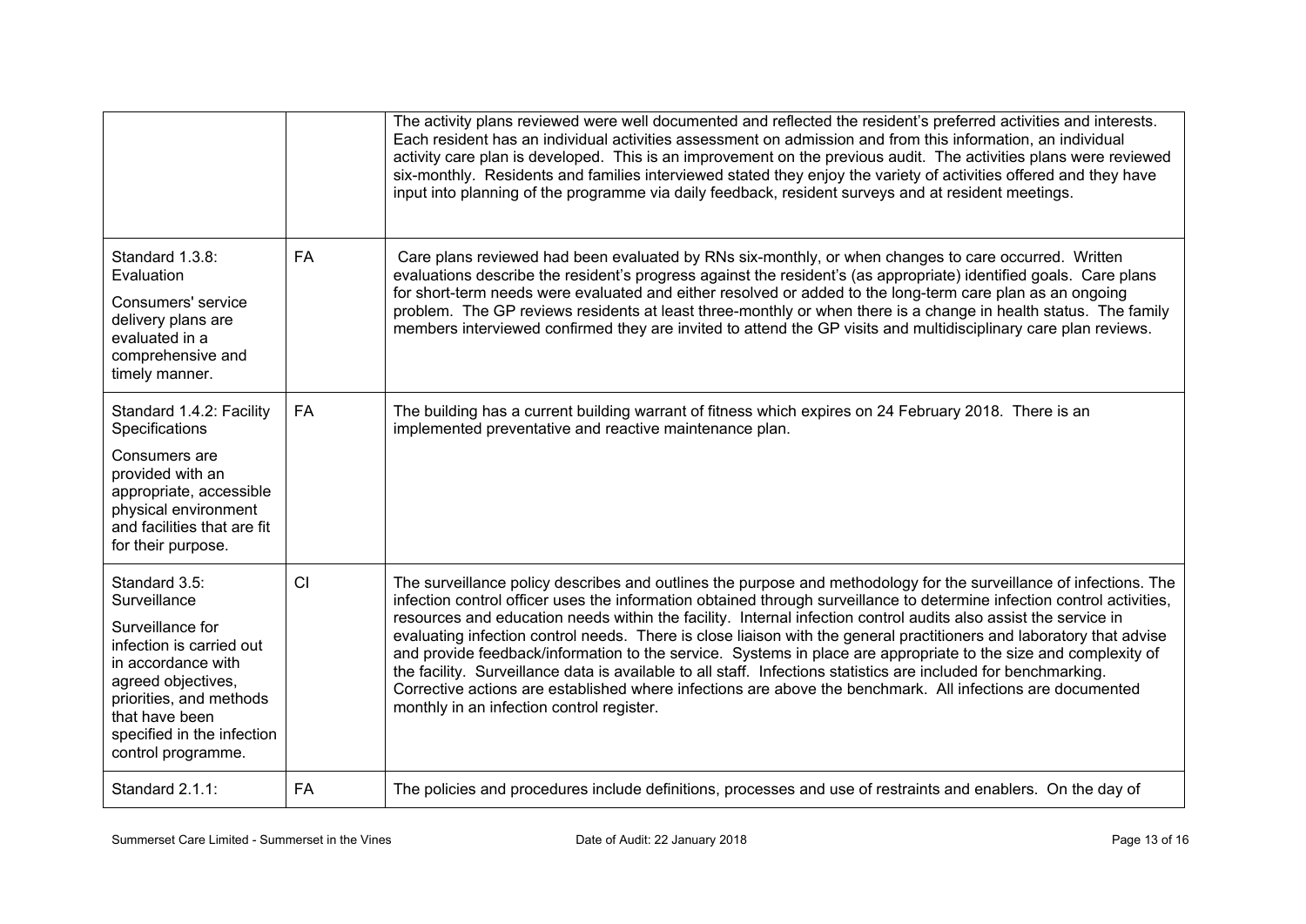| | | |
|---|---|---|
| | | The activity plans reviewed were well documented and reflected the resident's preferred activities and interests. Each resident has an individual activities assessment on admission and from this information, an individual activity care plan is developed. This is an improvement on the previous audit. The activities plans were reviewed six-monthly. Residents and families interviewed stated they enjoy the variety of activities offered and they have input into planning of the programme via daily feedback, resident surveys and at resident meetings. |
| Standard 1.3.8: Evaluation<br><br>Consumers' service delivery plans are evaluated in a comprehensive and timely manner. | FA | Care plans reviewed had been evaluated by RNs six-monthly, or when changes to care occurred. Written evaluations describe the resident's progress against the resident's (as appropriate) identified goals. Care plans for short-term needs were evaluated and either resolved or added to the long-term care plan as an ongoing problem. The GP reviews residents at least three-monthly or when there is a change in health status. The family members interviewed confirmed they are invited to attend the GP visits and multidisciplinary care plan reviews. |
| Standard 1.4.2: Facility Specifications<br><br>Consumers are provided with an appropriate, accessible physical environment and facilities that are fit for their purpose. | FA | The building has a current building warrant of fitness which expires on 24 February 2018. There is an implemented preventative and reactive maintenance plan. |
| Standard 3.5: Surveillance<br><br>Surveillance for infection is carried out in accordance with agreed objectives, priorities, and methods that have been specified in the infection control programme. | CI | The surveillance policy describes and outlines the purpose and methodology for the surveillance of infections. The infection control officer uses the information obtained through surveillance to determine infection control activities, resources and education needs within the facility. Internal infection control audits also assist the service in evaluating infection control needs. There is close liaison with the general practitioners and laboratory that advise and provide feedback/information to the service. Systems in place are appropriate to the size and complexity of the facility. Surveillance data is available to all staff. Infections statistics are included for benchmarking. Corrective actions are established where infections are above the benchmark. All infections are documented monthly in an infection control register. |
| Standard 2.1.1: | FA | The policies and procedures include definitions, processes and use of restraints and enablers. On the day of |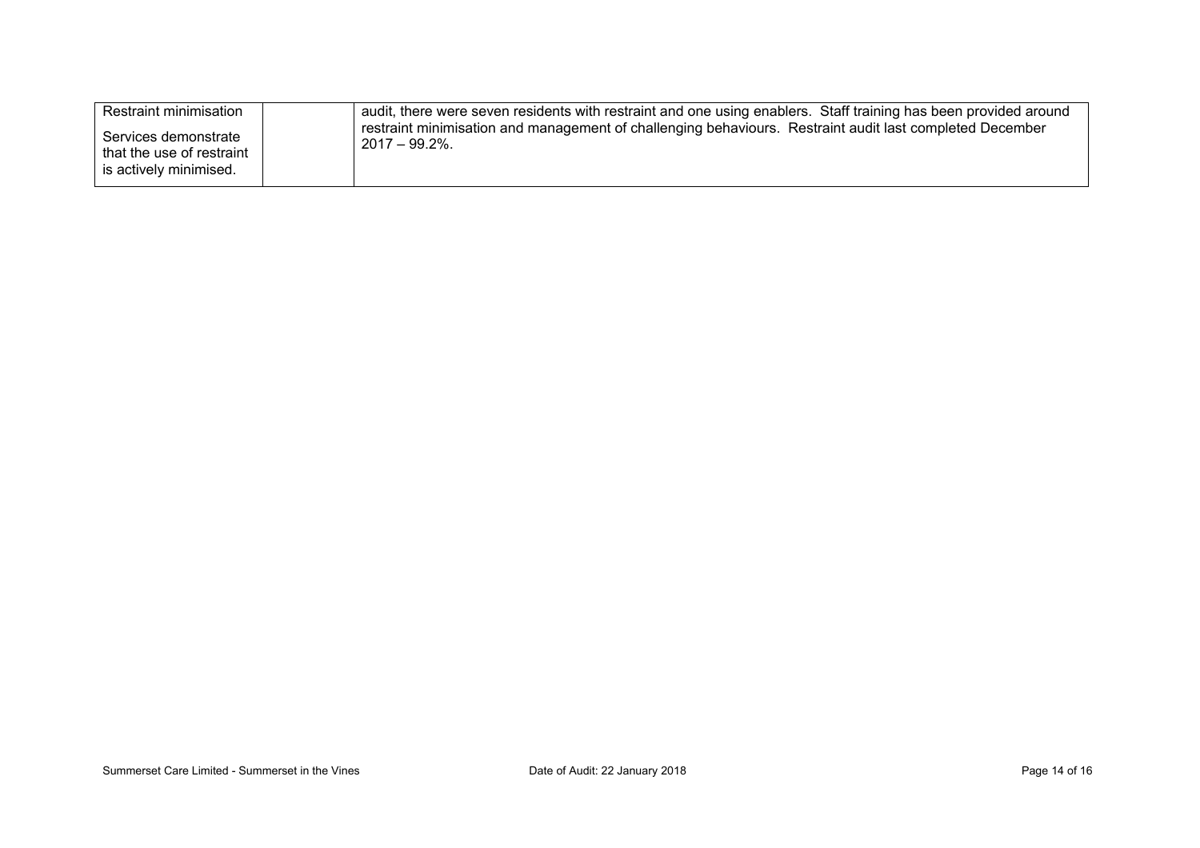| | | |
|---|---|---|
| Restraint minimisation<br><br>Services demonstrate that the use of restraint is actively minimised. | | audit, there were seven residents with restraint and one using enablers. Staff training has been provided around restraint minimisation and management of challenging behaviours. Restraint audit last completed December 2017 – 99.2%. |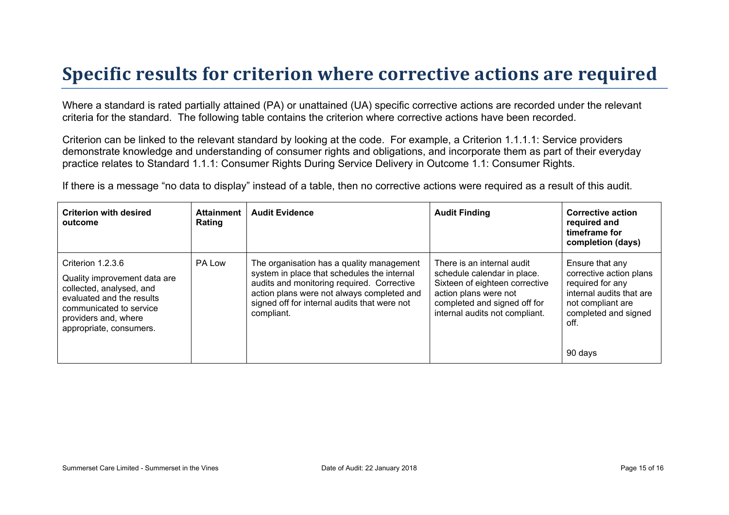# Specific results for criterion where corrective actions are required

Where a standard is rated partially attained (PA) or unattained (UA) specific corrective actions are recorded under the relevant criteria for the standard. The following table contains the criterion where corrective actions have been recorded.

Criterion can be linked to the relevant standard by looking at the code. For example, a Criterion 1.1.1.1: Service providers demonstrate knowledge and understanding of consumer rights and obligations, and incorporate them as part of their everyday practice relates to Standard 1.1.1: Consumer Rights During Service Delivery in Outcome 1.1: Consumer Rights.

If there is a message "no data to display" instead of a table, then no corrective actions were required as a result of this audit.

| Criterion with desired outcome | Attainment Rating | Audit Evidence | Audit Finding | Corrective action required and timeframe for completion (days) |
|---|---|---|---|---|
| Criterion 1.2.3.6<br><br>Quality improvement data are collected, analysed, and evaluated and the results communicated to service providers and, where appropriate, consumers. | PA Low | The organisation has a quality management system in place that schedules the internal audits and monitoring required. Corrective action plans were not always completed and signed off for internal audits that were not compliant. | There is an internal audit schedule calendar in place. Sixteen of eighteen corrective action plans were not completed and signed off for internal audits not compliant. | Ensure that any corrective action plans required for any internal audits that are not compliant are completed and signed off.<br><br>90 days |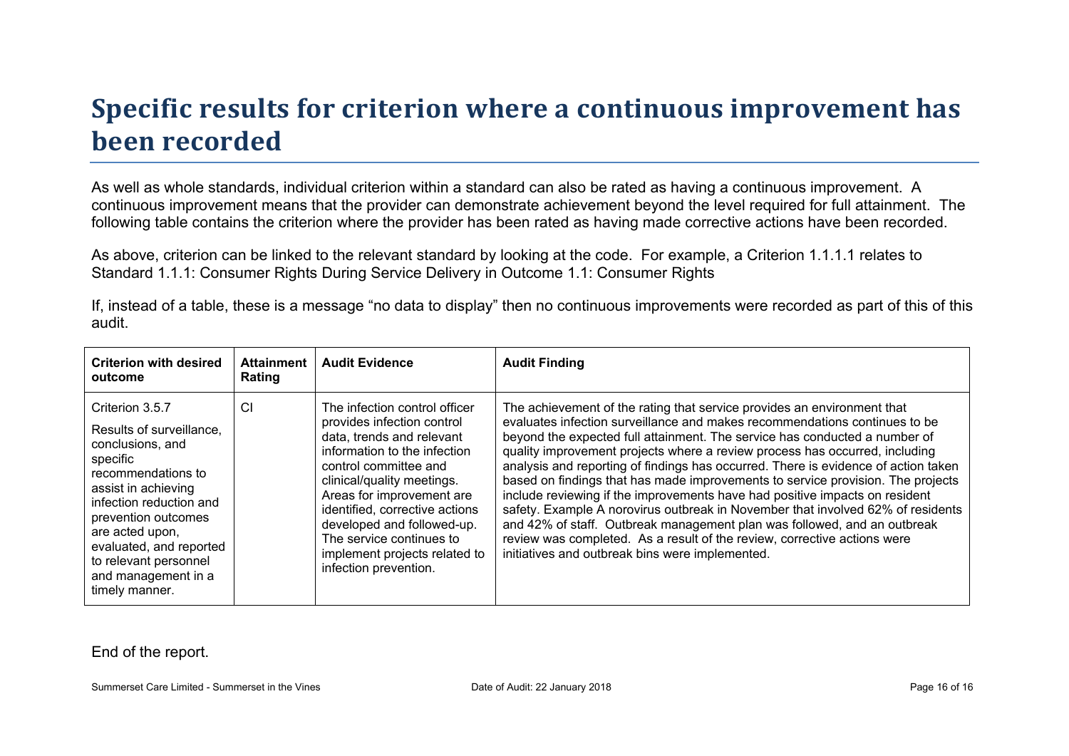# Specific results for criterion where a continuous improvement has been recorded

As well as whole standards, individual criterion within a standard can also be rated as having a continuous improvement. A continuous improvement means that the provider can demonstrate achievement beyond the level required for full attainment. The following table contains the criterion where the provider has been rated as having made corrective actions have been recorded.

As above, criterion can be linked to the relevant standard by looking at the code. For example, a Criterion 1.1.1.1 relates to Standard 1.1.1: Consumer Rights During Service Delivery in Outcome 1.1: Consumer Rights

If, instead of a table, these is a message "no data to display" then no continuous improvements were recorded as part of this of this audit.

| Criterion with desired outcome | Attainment Rating | Audit Evidence | Audit Finding |
|---|---|---|---|
| Criterion 3.5.7<br><br>Results of surveillance, conclusions, and specific recommendations to assist in achieving infection reduction and prevention outcomes are acted upon, evaluated, and reported to relevant personnel and management in a timely manner. | CI | The infection control officer provides infection control data, trends and relevant information to the infection control committee and clinical/quality meetings. Areas for improvement are identified, corrective actions developed and followed-up. The service continues to implement projects related to infection prevention. | The achievement of the rating that service provides an environment that evaluates infection surveillance and makes recommendations continues to be beyond the expected full attainment. The service has conducted a number of quality improvement projects where a review process has occurred, including analysis and reporting of findings has occurred. There is evidence of action taken based on findings that has made improvements to service provision. The projects include reviewing if the improvements have had positive impacts on resident safety. Example A norovirus outbreak in November that involved 62% of residents and 42% of staff. Outbreak management plan was followed, and an outbreak review was completed. As a result of the review, corrective actions were initiatives and outbreak bins were implemented. |

End of the report.